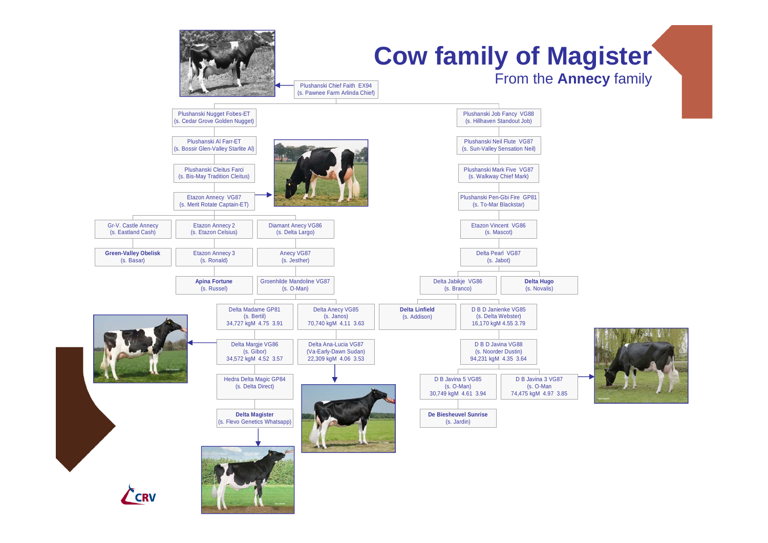# Cow family of Magister

From the **Annecy** family

Plushanski Chief Faith EX94
(s. Pawnee Farm Arlinda Chief)

Plushanski Nugget Fobes-ET
(s. Cedar Grove Golden Nugget)

Plushanski Al Farr-ET
(s. Bossir Glen-Valley Starlite Al)

Plushanski Cleitus Farci
(s. Bis-May Tradition Cleitus)

Etazon Annecy VG87
(s. Merit Rotate Captain-ET)

Gr-V. Castle Annecy
(s. Eastland Cash)

**Green-Valley Obelisk**
(s. Basar)

Etazon Annecy 2
(s. Etazon Celsius)

Etazon Annecy 3
(s. Ronald)

**Apina Fortune**
(s. Russel)

Diamant Anecy VG86
(s. Delta Largo)

Anecy VG87
(s. Jesther)

Groenhilde Mandoline VG87
(s. O-Man)

Delta Madame GP81
(s. Bertil)
34,727 kgM 4.75 3.91

Delta Margje VG86
(s. Gibor)
34,572 kgM 4.52 3.57

Hedra Delta Magic GP84
(s. Delta Direct)

**Delta Magister**
(s. Flevo Genetics Whatsapp)

Delta Anecy VG85
(s. Janos)
70,740 kgM 4.11 3.63

Delta Ana-Lucia VG87
(Va-Early-Dawn Sudan)
22,309 kgM 4.06 3.53

Plushanski Job Fancy VG88
(s. Hillhaven Standout Job)

Plushanski Neil Flute VG87
(s. Sun-Valley Sensation Neil)

Plushanski Mark Five VG87
(s. Walkway Chief Mark)

Plushanski Pen-Gbi Fire GP81
(s. To-Mar Blackstar)

Etazon Vincent VG86
(s. Mascot)

Delta Pearl VG87
(s. Jabot)

Delta Jabikje VG86
(s. Branco)

**Delta Linfield**
(s. Addison)

**Delta Hugo**
(s. Novalis)

D B D Janienke VG85
(s. Delta Webster)
16,170 kgM 4.55 3.79

D B D Javina VG88
(s. Noorder Dustin)
94,231 kgM 4.35 3.64

D B Javina 5 VG85
(s. O-Man)
30,749 kgM 4.61 3.94

**De Biesheuvel Sunrise**
(s. Jardin)

D B Javina 3 VG87
(s. O-Man)
74,475 kgM 4.97 3.85

CRV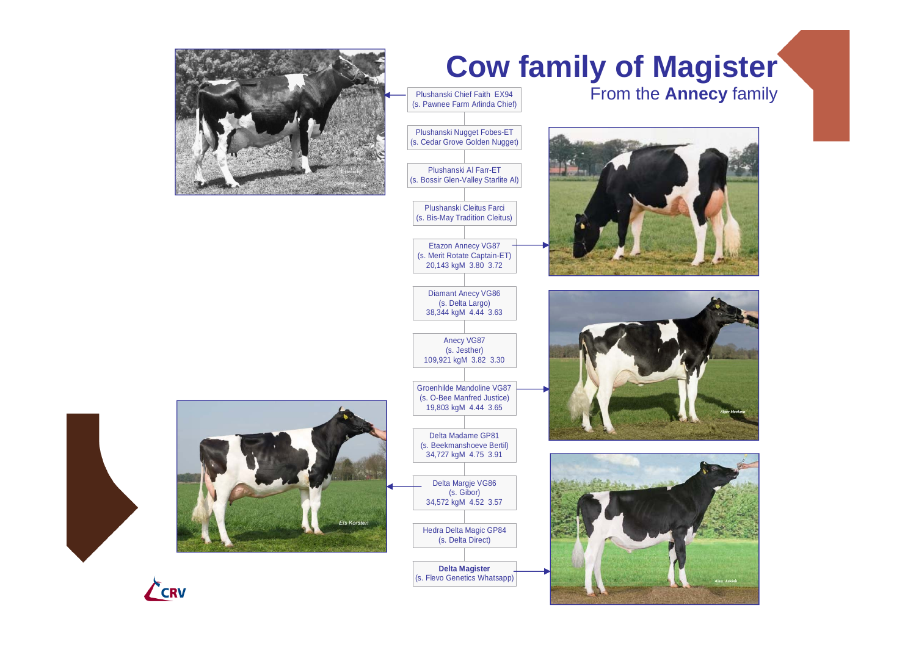# Cow family of Magister

From the **Annecy** family

Plushanski Chief Faith EX94
(s. Pawnee Farm Arlinda Chief)

Plushanski Nugget Fobes-ET
(s. Cedar Grove Golden Nugget)

Plushanski Al Farr-ET
(s. Bossir Glen-Valley Starlite Al)

Plushanski Cleitus Farci
(s. Bis-May Tradition Cleitus)

Etazon Annecy VG87
(s. Merit Rotate Captain-ET)
20,143 kgM 3.80 3.72

Diamant Anecy VG86
(s. Delta Largo)
38,344 kgM 4.44 3.63

Anecy VG87
(s. Jesther)
109,921 kgM 3.82 3.30

Groenhilde Mandoline VG87
(s. O-Bee Manfred Justice)
19,803 kgM 4.44 3.65

Delta Madame GP81
(s. Beekmanshoeve Bertil)
34,727 kgM 4.75 3.91

Delta Margje VG86
(s. Gibor)
34,572 kgM 4.52 3.57

Hedra Delta Magic GP84
(s. Delta Direct)

**Delta Magister**
(s. Flevo Genetics Whatsapp)

CRV